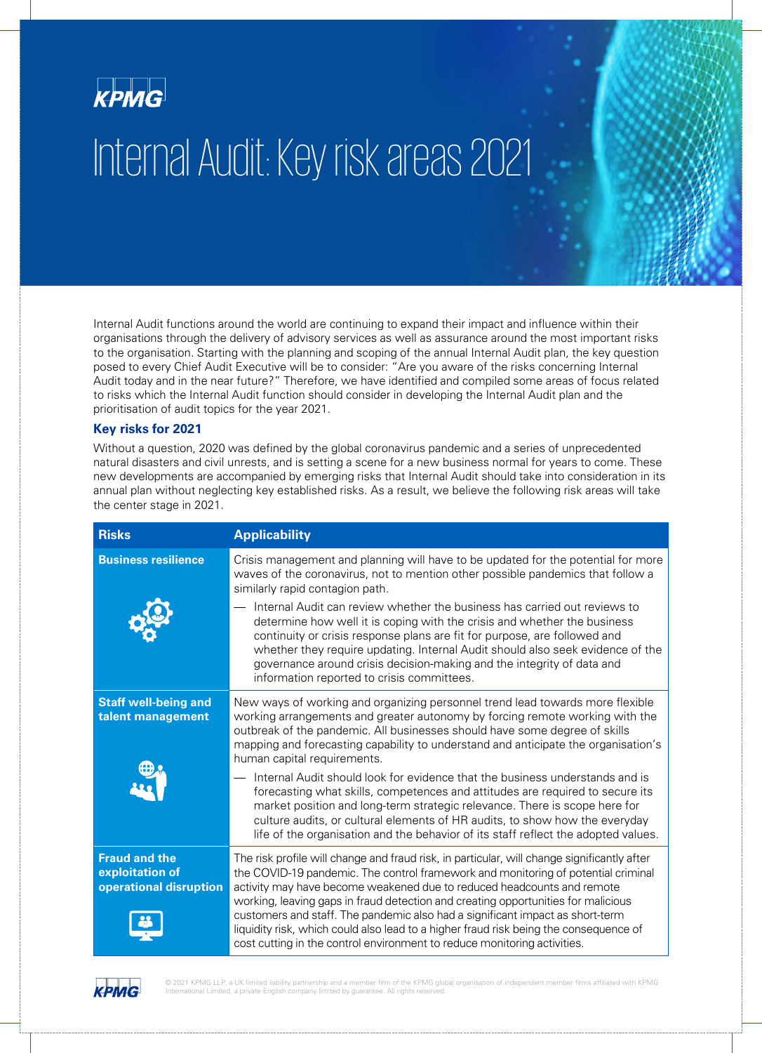# Internal Audit: Key risk areas 2021

Internal Audit functions around the world are continuing to expand their impact and influence within their organisations through the delivery of advisory services as well as assurance around the most important risks to the organisation. Starting with the planning and scoping of the annual Internal Audit plan, the key question posed to every Chief Audit Executive will be to consider: "Are you aware of the risks concerning Internal Audit today and in the near future?" Therefore, we have identified and compiled some areas of focus related to risks which the Internal Audit function should consider in developing the Internal Audit plan and the prioritisation of audit topics for the year 2021.

## Key risks for 2021

Without a question, 2020 was defined by the global coronavirus pandemic and a series of unprecedented natural disasters and civil unrests, and is setting a scene for a new business normal for years to come. These new developments are accompanied by emerging risks that Internal Audit should take into consideration in its annual plan without neglecting key established risks. As a result, we believe the following risk areas will take the center stage in 2021.

| Risks | Applicability |
|---|---|
| **Business resilience** | Crisis management and planning will have to be updated for the potential for more waves of the coronavirus, not to mention other possible pandemics that follow a similarly rapid contagion path.<br>— Internal Audit can review whether the business has carried out reviews to determine how well it is coping with the crisis and whether the business continuity or crisis response plans are fit for purpose, are followed and whether they require updating. Internal Audit should also seek evidence of the governance around crisis decision-making and the integrity of data and information reported to crisis committees. |
| **Staff well-being and talent management** | New ways of working and organizing personnel trend lead towards more flexible working arrangements and greater autonomy by forcing remote working with the outbreak of the pandemic. All businesses should have some degree of skills mapping and forecasting capability to understand and anticipate the organisation's human capital requirements.<br>— Internal Audit should look for evidence that the business understands and is forecasting what skills, competences and attitudes are required to secure its market position and long-term strategic relevance. There is scope here for culture audits, or cultural elements of HR audits, to show how the everyday life of the organisation and the behavior of its staff reflect the adopted values. |
| **Fraud and the exploitation of operational disruption** | The risk profile will change and fraud risk, in particular, will change significantly after the COVID-19 pandemic. The control framework and monitoring of potential criminal activity may have become weakened due to reduced headcounts and remote working, leaving gaps in fraud detection and creating opportunities for malicious customers and staff. The pandemic also had a significant impact as short-term liquidity risk, which could also lead to a higher fraud risk being the consequence of cost cutting in the control environment to reduce monitoring activities. |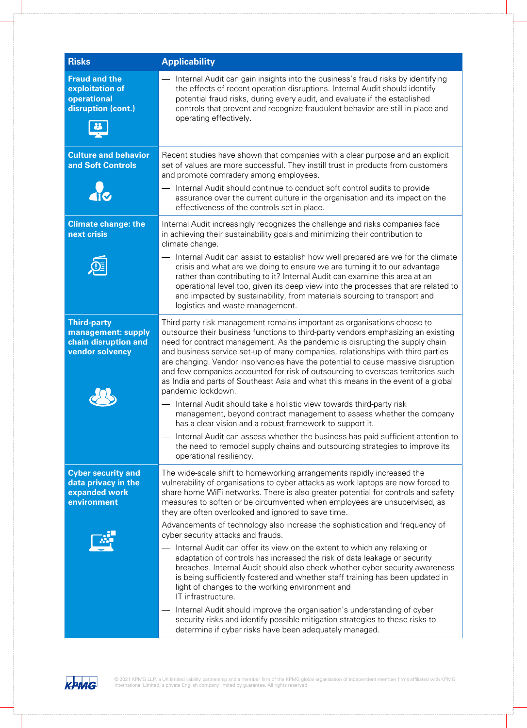| Risks | Applicability |
|---|---|
| **Fraud and the exploitation of operational disruption (cont.)** | — Internal Audit can gain insights into the business's fraud risks by identifying the effects of recent operation disruptions. Internal Audit should identify potential fraud risks, during every audit, and evaluate if the established controls that prevent and recognize fraudulent behavior are still in place and operating effectively. |
| **Culture and behavior and Soft Controls** | Recent studies have shown that companies with a clear purpose and an explicit set of values are more successful. They instill trust in products from customers and promote comradery among employees.<br>— Internal Audit should continue to conduct soft control audits to provide assurance over the current culture in the organisation and its impact on the effectiveness of the controls set in place. |
| **Climate change: the next crisis** | Internal Audit increasingly recognizes the challenge and risks companies face in achieving their sustainability goals and minimizing their contribution to climate change.<br>— Internal Audit can assist to establish how well prepared are we for the climate crisis and what are we doing to ensure we are turning it to our advantage rather than contributing to it? Internal Audit can examine this area at an operational level too, given its deep view into the processes that are related to and impacted by sustainability, from materials sourcing to transport and logistics and waste management. |
| **Third-party management: supply chain disruption and vendor solvency** | Third-party risk management remains important as organisations choose to outsource their business functions to third-party vendors emphasizing an existing need for contract management. As the pandemic is disrupting the supply chain and business service set-up of many companies, relationships with third parties are changing. Vendor insolvencies have the potential to cause massive disruption and few companies accounted for risk of outsourcing to overseas territories such as India and parts of Southeast Asia and what this means in the event of a global pandemic lockdown.<br>— Internal Audit should take a holistic view towards third-party risk management, beyond contract management to assess whether the company has a clear vision and a robust framework to support it.<br>— Internal Audit can assess whether the business has paid sufficient attention to the need to remodel supply chains and outsourcing strategies to improve its operational resiliency. |
| **Cyber security and data privacy in the expanded work environment** | The wide-scale shift to homeworking arrangements rapidly increased the vulnerability of organisations to cyber attacks as work laptops are now forced to share home WiFi networks. There is also greater potential for controls and safety measures to soften or be circumvented when employees are unsupervised, as they are often overlooked and ignored to save time.<br>Advancements of technology also increase the sophistication and frequency of cyber security attacks and frauds.<br>— Internal Audit can offer its view on the extent to which any relaxing or adaptation of controls has increased the risk of data leakage or security breaches. Internal Audit should also check whether cyber security awareness is being sufficiently fostered and whether staff training has been updated in light of changes to the working environment and IT infrastructure.<br>— Internal Audit should improve the organisation's understanding of cyber security risks and identify possible mitigation strategies to these risks to determine if cyber risks have been adequately managed. |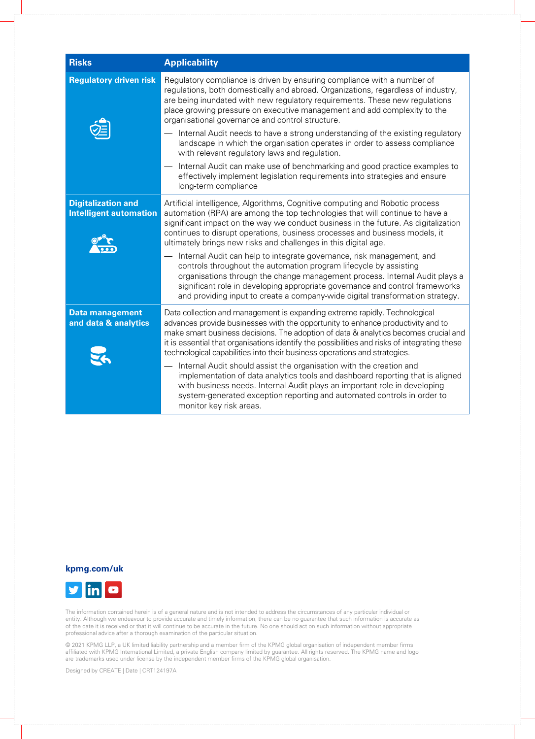| Risks | Applicability |
|---|---|
| **Regulatory driven risk** | Regulatory compliance is driven by ensuring compliance with a number of regulations, both domestically and abroad. Organizations, regardless of industry, are being inundated with new regulatory requirements. These new regulations place growing pressure on executive management and add complexity to the organisational governance and control structure.<br>— Internal Audit needs to have a strong understanding of the existing regulatory landscape in which the organisation operates in order to assess compliance with relevant regulatory laws and regulation.<br>— Internal Audit can make use of benchmarking and good practice examples to effectively implement legislation requirements into strategies and ensure long-term compliance |
| **Digitalization and Intelligent automation** | Artificial intelligence, Algorithms, Cognitive computing and Robotic process automation (RPA) are among the top technologies that will continue to have a significant impact on the way we conduct business in the future. As digitalization continues to disrupt operations, business processes and business models, it ultimately brings new risks and challenges in this digital age.<br>— Internal Audit can help to integrate governance, risk management, and controls throughout the automation program lifecycle by assisting organisations through the change management process. Internal Audit plays a significant role in developing appropriate governance and control frameworks and providing input to create a company-wide digital transformation strategy. |
| **Data management and data & analytics** | Data collection and management is expanding extreme rapidly. Technological advances provide businesses with the opportunity to enhance productivity and to make smart business decisions. The adoption of data & analytics becomes crucial and it is essential that organisations identify the possibilities and risks of integrating these technological capabilities into their business operations and strategies.<br>— Internal Audit should assist the organisation with the creation and implementation of data analytics tools and dashboard reporting that is aligned with business needs. Internal Audit plays an important role in developing system-generated exception reporting and automated controls in order to monitor key risk areas. |

**kpmg.com/uk**

The information contained herein is of a general nature and is not intended to address the circumstances of any particular individual or entity. Although we endeavour to provide accurate and timely information, there can be no guarantee that such information is accurate as of the date it is received or that it will continue to be accurate in the future. No one should act on such information without appropriate professional advice after a thorough examination of the particular situation.

© 2021 KPMG LLP, a UK limited liability partnership and a member firm of the KPMG global organisation of independent member firms affiliated with KPMG International Limited, a private English company limited by guarantee. All rights reserved. The KPMG name and logo are trademarks used under license by the independent member firms of the KPMG global organisation.

Designed by CREATE | Date | CRT124197A